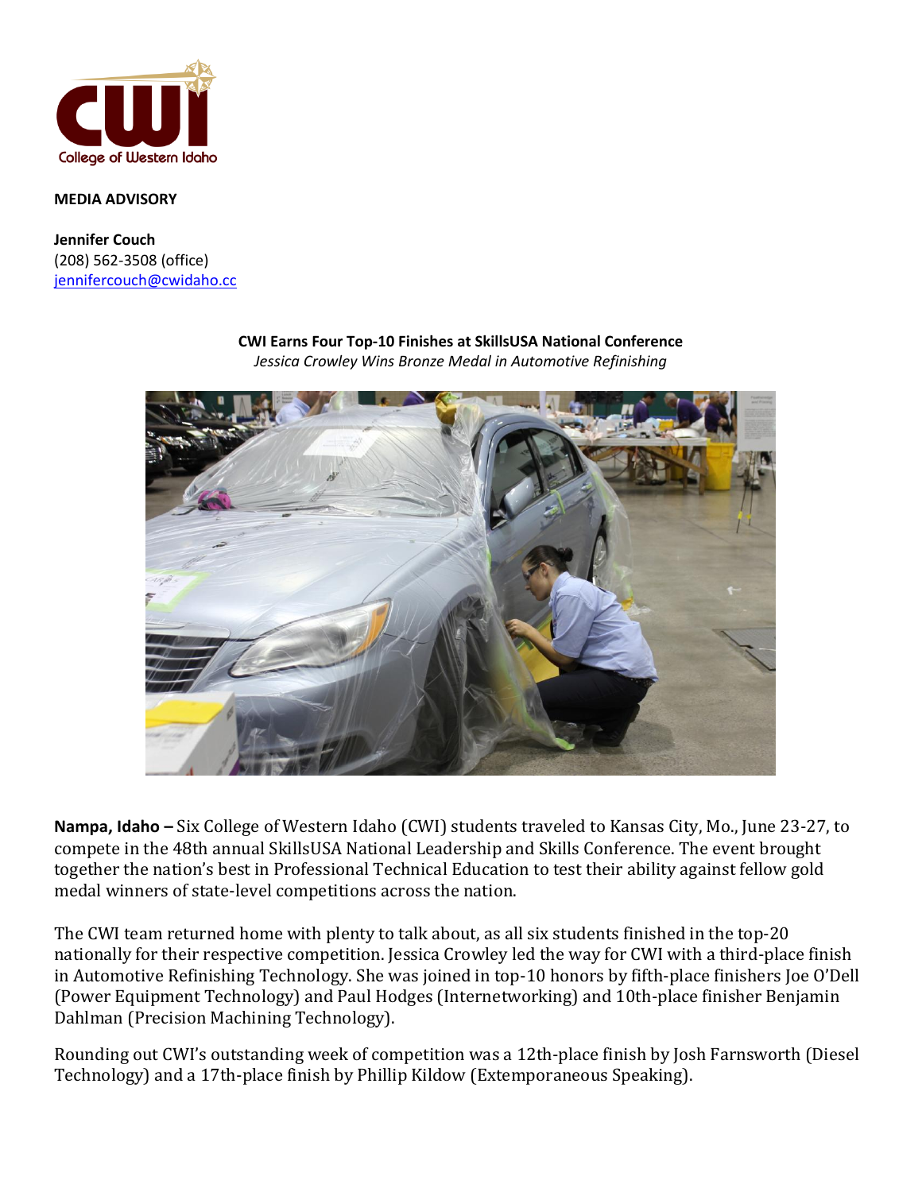**MEDIA ADVISORY**

**Jennifer Couch**
(208) 562-3508 (office)
jennifercouch@cwidaho.cc

**CWI Earns Four Top-10 Finishes at SkillsUSA National Conference**
*Jessica Crowley Wins Bronze Medal in Automotive Refinishing*

**Nampa, Idaho –** Six College of Western Idaho (CWI) students traveled to Kansas City, Mo., June 23-27, to compete in the 48th annual SkillsUSA National Leadership and Skills Conference. The event brought together the nation's best in Professional Technical Education to test their ability against fellow gold medal winners of state-level competitions across the nation.

The CWI team returned home with plenty to talk about, as all six students finished in the top-20 nationally for their respective competition. Jessica Crowley led the way for CWI with a third-place finish in Automotive Refinishing Technology. She was joined in top-10 honors by fifth-place finishers Joe O'Dell (Power Equipment Technology) and Paul Hodges (Internetworking) and 10th-place finisher Benjamin Dahlman (Precision Machining Technology).

Rounding out CWI's outstanding week of competition was a 12th-place finish by Josh Farnsworth (Diesel Technology) and a 17th-place finish by Phillip Kildow (Extemporaneous Speaking).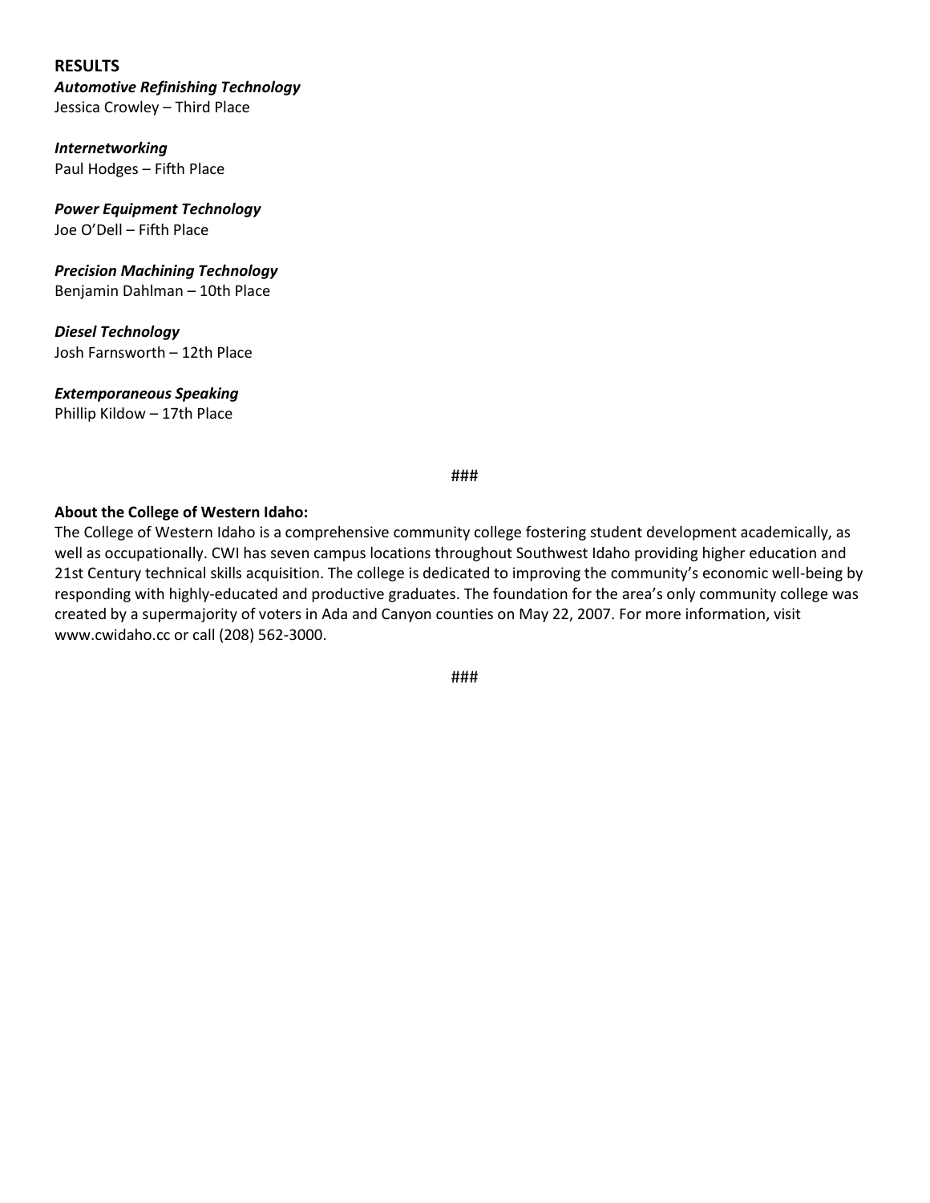**RESULTS**

***Automotive Refinishing Technology***
Jessica Crowley – Third Place

***Internetworking***
Paul Hodges – Fifth Place

***Power Equipment Technology***
Joe O'Dell – Fifth Place

***Precision Machining Technology***
Benjamin Dahlman – 10th Place

***Diesel Technology***
Josh Farnsworth – 12th Place

***Extemporaneous Speaking***
Phillip Kildow – 17th Place

###

**About the College of Western Idaho:**
The College of Western Idaho is a comprehensive community college fostering student development academically, as well as occupationally. CWI has seven campus locations throughout Southwest Idaho providing higher education and 21st Century technical skills acquisition. The college is dedicated to improving the community's economic well-being by responding with highly-educated and productive graduates. The foundation for the area's only community college was created by a supermajority of voters in Ada and Canyon counties on May 22, 2007. For more information, visit www.cwidaho.cc or call (208) 562-3000.

###